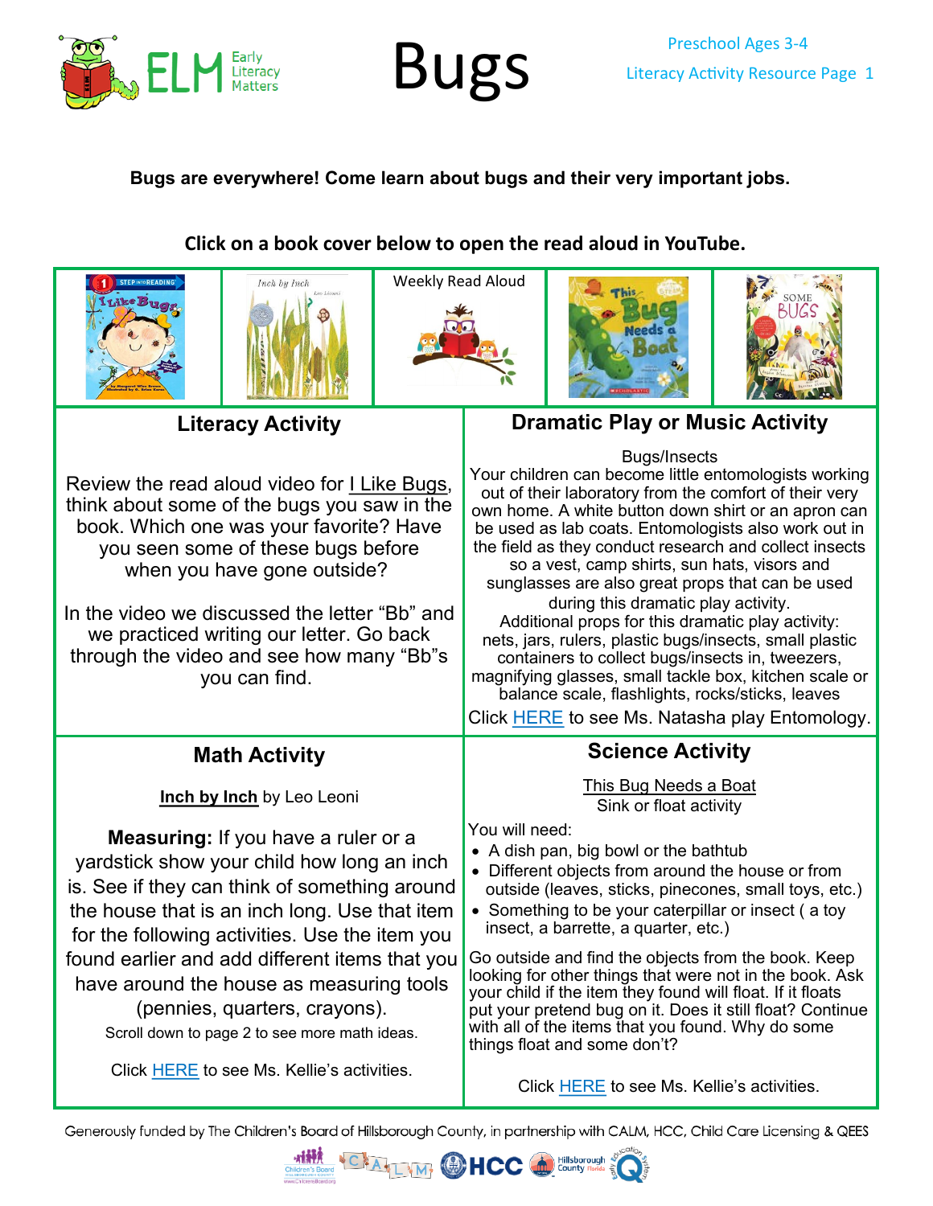# Bugs

Preschool Ages 3-4

Literacy Activity Resource Page 1

**Bugs are everywhere! Come learn about bugs and their very important jobs.**

**Click on a book cover below to open the read aloud in YouTube.**

Weekly Read Aloud

## Literacy Activity

Review the read aloud video for I Like Bugs, think about some of the bugs you saw in the book. Which one was your favorite? Have you seen some of these bugs before when you have gone outside?

In the video we discussed the letter "Bb" and we practiced writing our letter. Go back through the video and see how many "Bb"s you can find.

## Dramatic Play or Music Activity

Bugs/Insects

Your children can become little entomologists working out of their laboratory from the comfort of their very own home. A white button down shirt or an apron can be used as lab coats. Entomologists also work out in the field as they conduct research and collect insects so a vest, camp shirts, sun hats, visors and sunglasses are also great props that can be used during this dramatic play activity.

Additional props for this dramatic play activity: nets, jars, rulers, plastic bugs/insects, small plastic containers to collect bugs/insects in, tweezers, magnifying glasses, small tackle box, kitchen scale or balance scale, flashlights, rocks/sticks, leaves

Click HERE to see Ms. Natasha play Entomology.

## Math Activity

**Inch by Inch** by Leo Leoni

**Measuring:** If you have a ruler or a yardstick show your child how long an inch is. See if they can think of something around the house that is an inch long. Use that item for the following activities. Use the item you found earlier and add different items that you have around the house as measuring tools (pennies, quarters, crayons).

Scroll down to page 2 to see more math ideas.

Click HERE to see Ms. Kellie's activities.

## Science Activity

This Bug Needs a Boat

Sink or float activity

You will need:

- A dish pan, big bowl or the bathtub
- Different objects from around the house or from outside (leaves, sticks, pinecones, small toys, etc.)
- Something to be your caterpillar or insect ( a toy insect, a barrette, a quarter, etc.)

Go outside and find the objects from the book. Keep looking for other things that were not in the book. Ask your child if the item they found will float. If it floats put your pretend bug on it. Does it still float? Continue with all of the items that you found. Why do some things float and some don't?

Click HERE to see Ms. Kellie's activities.

Generously funded by The Children's Board of Hillsborough County, in partnership with CALM, HCC, Child Care Licensing & QEES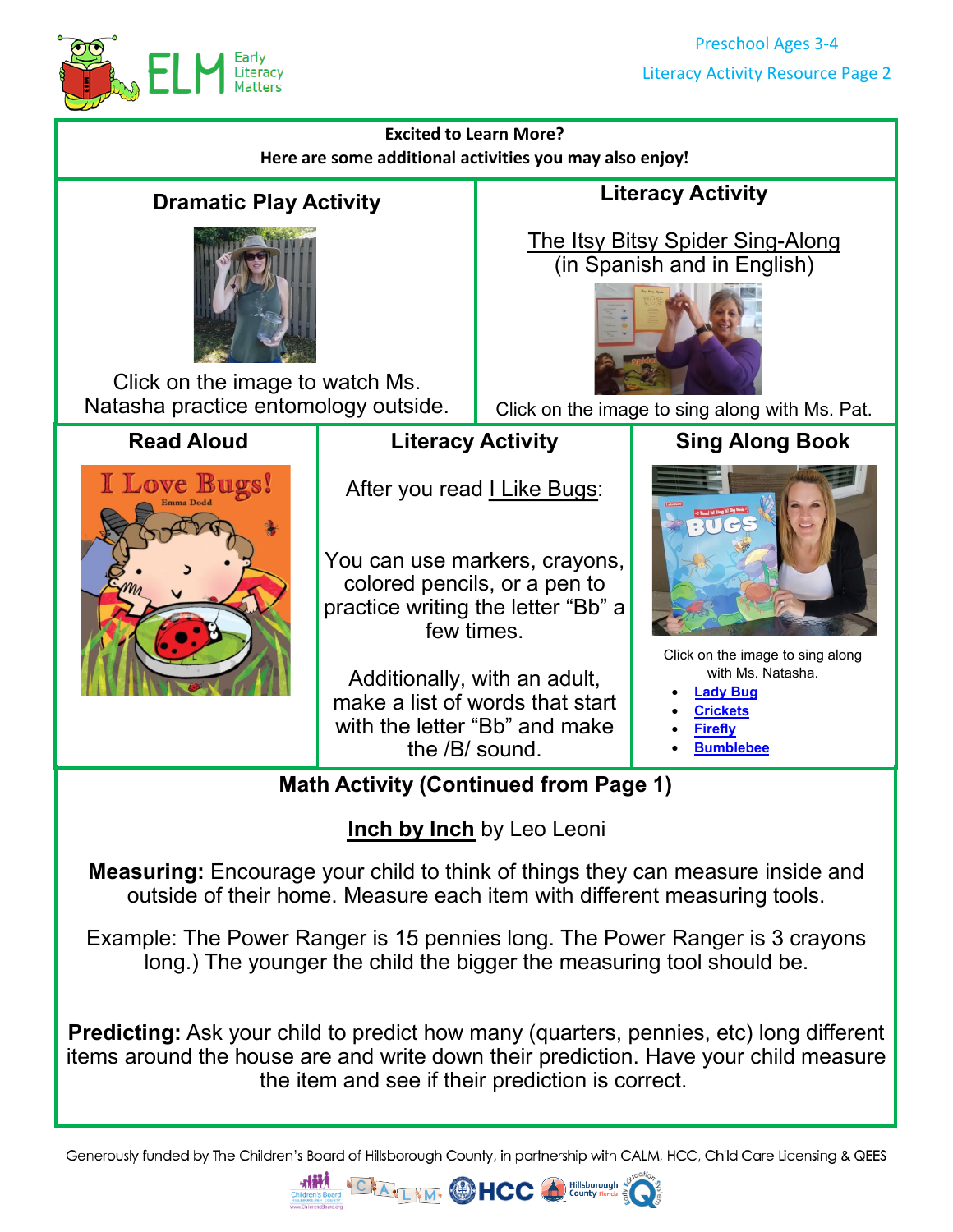Excited to Learn More?

**Here are some additional activities you may also enjoy!**

## Dramatic Play Activity

Click on the image to watch Ms. Natasha practice entomology outside.

## Literacy Activity

The Itsy Bitsy Spider Sing-Along
(in Spanish and in English)

Click on the image to sing along with Ms. Pat.

## Read Aloud

I Love Bugs!
Emma Dodd

## Literacy Activity

After you read I Like Bugs:

You can use markers, crayons, colored pencils, or a pen to practice writing the letter "Bb" a few times.

Additionally, with an adult, make a list of words that start with the letter "Bb" and make the /B/ sound.

## Sing Along Book

Click on the image to sing along with Ms. Natasha.

- Lady Bug
- Crickets
- Firefly
- Bumblebee

## Math Activity (Continued from Page 1)

**Inch by Inch** by Leo Leoni

**Measuring:** Encourage your child to think of things they can measure inside and outside of their home. Measure each item with different measuring tools.

Example: The Power Ranger is 15 pennies long. The Power Ranger is 3 crayons long.) The younger the child the bigger the measuring tool should be.

**Predicting:** Ask your child to predict how many (quarters, pennies, etc) long different items around the house are and write down their prediction. Have your child measure the item and see if their prediction is correct.

Generously funded by The Children's Board of Hillsborough County, in partnership with CALM, HCC, Child Care Licensing & QEES